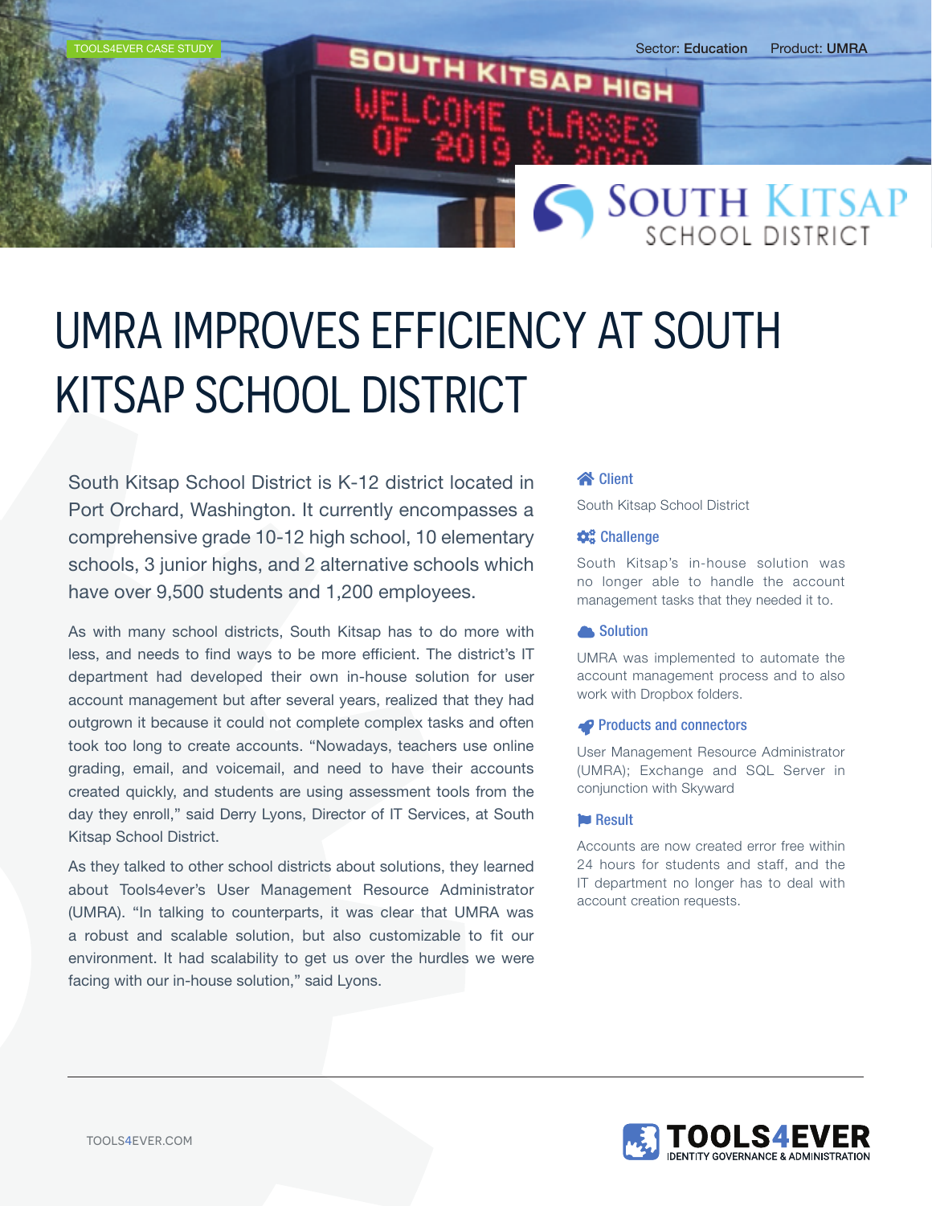TOOLS4EVER CASE STUDY

Sector: **Education** Product: **UMRA**

# UMRA IMPROVES EFFICIENCY AT SOUTH KITSAP SCHOOL DISTRICT

South Kitsap School District is K-12 district located in Port Orchard, Washington. It currently encompasses a comprehensive grade 10-12 high school, 10 elementary schools, 3 junior highs, and 2 alternative schools which have over 9,500 students and 1,200 employees.

As with many school districts, South Kitsap has to do more with less, and needs to find ways to be more efficient. The district's IT department had developed their own in-house solution for user account management but after several years, realized that they had outgrown it because it could not complete complex tasks and often took too long to create accounts. "Nowadays, teachers use online grading, email, and voicemail, and need to have their accounts created quickly, and students are using assessment tools from the day they enroll," said Derry Lyons, Director of IT Services, at South Kitsap School District.

As they talked to other school districts about solutions, they learned about Tools4ever's User Management Resource Administrator (UMRA). "In talking to counterparts, it was clear that UMRA was a robust and scalable solution, but also customizable to fit our environment. It had scalability to get us over the hurdles we were facing with our in-house solution," said Lyons.

### Client

South Kitsap School District

### Challenge

South Kitsap's in-house solution was no longer able to handle the account management tasks that they needed it to.

### Solution

UMRA was implemented to automate the account management process and to also work with Dropbox folders.

### Products and connectors

User Management Resource Administrator (UMRA); Exchange and SQL Server in conjunction with Skyward

### Result

Accounts are now created error free within 24 hours for students and staff, and the IT department no longer has to deal with account creation requests.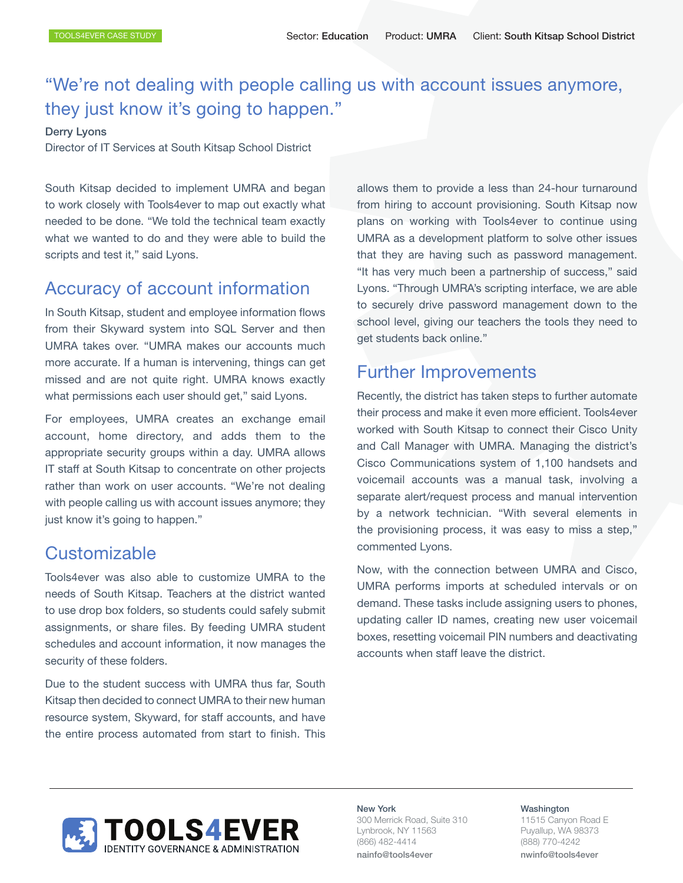TOOLS4EVER CASE STUDY

Sector: **Education** Product: **UMRA** Client: **South Kitsap School District**

## "We're not dealing with people calling us with account issues anymore, they just know it's going to happen."

**Derry Lyons**
Director of IT Services at South Kitsap School District

South Kitsap decided to implement UMRA and began to work closely with Tools4ever to map out exactly what needed to be done. "We told the technical team exactly what we wanted to do and they were able to build the scripts and test it," said Lyons.

## Accuracy of account information

In South Kitsap, student and employee information flows from their Skyward system into SQL Server and then UMRA takes over. "UMRA makes our accounts much more accurate. If a human is intervening, things can get missed and are not quite right. UMRA knows exactly what permissions each user should get," said Lyons.

For employees, UMRA creates an exchange email account, home directory, and adds them to the appropriate security groups within a day. UMRA allows IT staff at South Kitsap to concentrate on other projects rather than work on user accounts. "We're not dealing with people calling us with account issues anymore; they just know it's going to happen."

## Customizable

Tools4ever was also able to customize UMRA to the needs of South Kitsap. Teachers at the district wanted to use drop box folders, so students could safely submit assignments, or share files. By feeding UMRA student schedules and account information, it now manages the security of these folders.

Due to the student success with UMRA thus far, South Kitsap then decided to connect UMRA to their new human resource system, Skyward, for staff accounts, and have the entire process automated from start to finish. This allows them to provide a less than 24-hour turnaround from hiring to account provisioning. South Kitsap now plans on working with Tools4ever to continue using UMRA as a development platform to solve other issues that they are having such as password management. "It has very much been a partnership of success," said Lyons. "Through UMRA's scripting interface, we are able to securely drive password management down to the school level, giving our teachers the tools they need to get students back online."

## Further Improvements

Recently, the district has taken steps to further automate their process and make it even more efficient. Tools4ever worked with South Kitsap to connect their Cisco Unity and Call Manager with UMRA. Managing the district's Cisco Communications system of 1,100 handsets and voicemail accounts was a manual task, involving a separate alert/request process and manual intervention by a network technician. "With several elements in the provisioning process, it was easy to miss a step," commented Lyons.

Now, with the connection between UMRA and Cisco, UMRA performs imports at scheduled intervals or on demand. These tasks include assigning users to phones, updating caller ID names, creating new user voicemail boxes, resetting voicemail PIN numbers and deactivating accounts when staff leave the district.

TOOLS4EVER
IDENTITY GOVERNANCE & ADMINISTRATION

**New York**
300 Merrick Road, Suite 310
Lynbrook, NY 11563
(866) 482-4414
nainfo@tools4ever

**Washington**
11515 Canyon Road E
Puyallup, WA 98373
(888) 770-4242
nwinfo@tools4ever